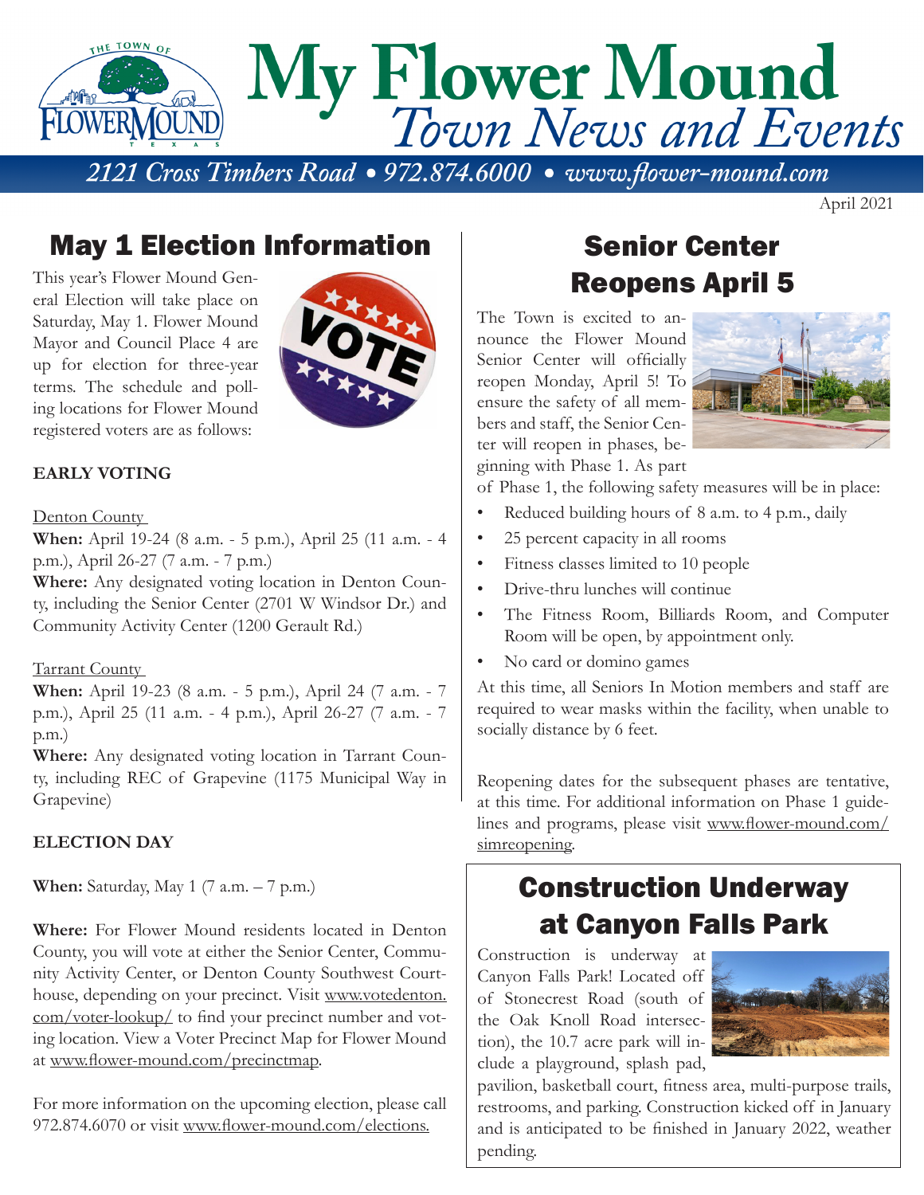# My Flower Mound
## *Town News and Events*

*2121 Cross Timbers Road • 972.874.6000 • www.flower-mound.com*

April 2021

## May 1 Election Information

This year's Flower Mound General Election will take place on Saturday, May 1. Flower Mound Mayor and Council Place 4 are up for election for three-year terms. The schedule and polling locations for Flower Mound registered voters are as follows:

**EARLY VOTING**

Denton County

**When:** April 19-24 (8 a.m. - 5 p.m.), April 25 (11 a.m. - 4 p.m.), April 26-27 (7 a.m. - 7 p.m.)

**Where:** Any designated voting location in Denton County, including the Senior Center (2701 W Windsor Dr.) and Community Activity Center (1200 Gerault Rd.)

Tarrant County

**When:** April 19-23 (8 a.m. - 5 p.m.), April 24 (7 a.m. - 7 p.m.), April 25 (11 a.m. - 4 p.m.), April 26-27 (7 a.m. - 7 p.m.)

**Where:** Any designated voting location in Tarrant County, including REC of Grapevine (1175 Municipal Way in Grapevine)

**ELECTION DAY**

**When:** Saturday, May 1 (7 a.m. – 7 p.m.)

**Where:** For Flower Mound residents located in Denton County, you will vote at either the Senior Center, Community Activity Center, or Denton County Southwest Courthouse, depending on your precinct. Visit www.votedenton.com/voter-lookup/ to find your precinct number and voting location. View a Voter Precinct Map for Flower Mound at www.flower-mound.com/precinctmap.

For more information on the upcoming election, please call 972.874.6070 or visit www.flower-mound.com/elections.

## Senior Center Reopens April 5

The Town is excited to announce the Flower Mound Senior Center will officially reopen Monday, April 5! To ensure the safety of all members and staff, the Senior Center will reopen in phases, beginning with Phase 1. As part of Phase 1, the following safety measures will be in place:

- Reduced building hours of 8 a.m. to 4 p.m., daily
- 25 percent capacity in all rooms
- Fitness classes limited to 10 people
- Drive-thru lunches will continue
- The Fitness Room, Billiards Room, and Computer Room will be open, by appointment only.
- No card or domino games

At this time, all Seniors In Motion members and staff are required to wear masks within the facility, when unable to socially distance by 6 feet.

Reopening dates for the subsequent phases are tentative, at this time. For additional information on Phase 1 guidelines and programs, please visit www.flower-mound.com/simreopening.

## Construction Underway at Canyon Falls Park

Construction is underway at Canyon Falls Park! Located off of Stonecrest Road (south of the Oak Knoll Road intersection), the 10.7 acre park will include a playground, splash pad, pavilion, basketball court, fitness area, multi-purpose trails, restrooms, and parking. Construction kicked off in January and is anticipated to be finished in January 2022, weather pending.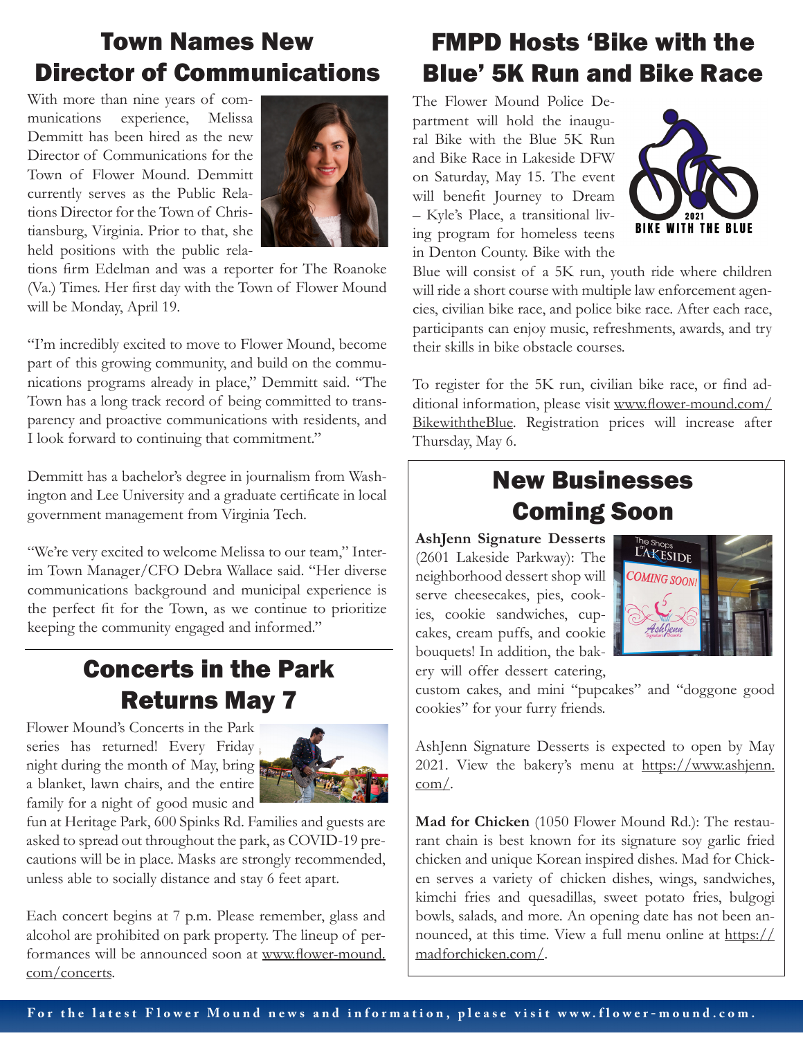## Town Names New Director of Communications

With more than nine years of communications experience, Melissa Demmitt has been hired as the new Director of Communications for the Town of Flower Mound. Demmitt currently serves as the Public Relations Director for the Town of Christiansburg, Virginia. Prior to that, she held positions with the public relations firm Edelman and was a reporter for The Roanoke (Va.) Times. Her first day with the Town of Flower Mound will be Monday, April 19.

"I'm incredibly excited to move to Flower Mound, become part of this growing community, and build on the communications programs already in place," Demmitt said. "The Town has a long track record of being committed to transparency and proactive communications with residents, and I look forward to continuing that commitment."

Demmitt has a bachelor's degree in journalism from Washington and Lee University and a graduate certificate in local government management from Virginia Tech.

"We're very excited to welcome Melissa to our team," Interim Town Manager/CFO Debra Wallace said. "Her diverse communications background and municipal experience is the perfect fit for the Town, as we continue to prioritize keeping the community engaged and informed."

## Concerts in the Park Returns May 7

Flower Mound's Concerts in the Park series has returned! Every Friday night during the month of May, bring a blanket, lawn chairs, and the entire family for a night of good music and fun at Heritage Park, 600 Spinks Rd. Families and guests are asked to spread out throughout the park, as COVID-19 precautions will be in place. Masks are strongly recommended, unless able to socially distance and stay 6 feet apart.

Each concert begins at 7 p.m. Please remember, glass and alcohol are prohibited on park property. The lineup of performances will be announced soon at www.flower-mound.com/concerts.

## FMPD Hosts 'Bike with the Blue' 5K Run and Bike Race

The Flower Mound Police Department will hold the inaugural Bike with the Blue 5K Run and Bike Race in Lakeside DFW on Saturday, May 15. The event will benefit Journey to Dream – Kyle's Place, a transitional living program for homeless teens in Denton County. Bike with the Blue will consist of a 5K run, youth ride where children will ride a short course with multiple law enforcement agencies, civilian bike race, and police bike race. After each race, participants can enjoy music, refreshments, awards, and try their skills in bike obstacle courses.

To register for the 5K run, civilian bike race, or find additional information, please visit www.flower-mound.com/BikewiththeBlue. Registration prices will increase after Thursday, May 6.

## New Businesses Coming Soon

**AshJenn Signature Desserts** (2601 Lakeside Parkway): The neighborhood dessert shop will serve cheesecakes, pies, cookies, cookie sandwiches, cupcakes, cream puffs, and cookie bouquets! In addition, the bakery will offer dessert catering, custom cakes, and mini "pupcakes" and "doggone good cookies" for your furry friends.

AshJenn Signature Desserts is expected to open by May 2021. View the bakery's menu at https://www.ashjenn.com/.

**Mad for Chicken** (1050 Flower Mound Rd.): The restaurant chain is best known for its signature soy garlic fried chicken and unique Korean inspired dishes. Mad for Chicken serves a variety of chicken dishes, wings, sandwiches, kimchi fries and quesadillas, sweet potato fries, bulgogi bowls, salads, and more. An opening date has not been announced, at this time. View a full menu online at https://madforchicken.com/.